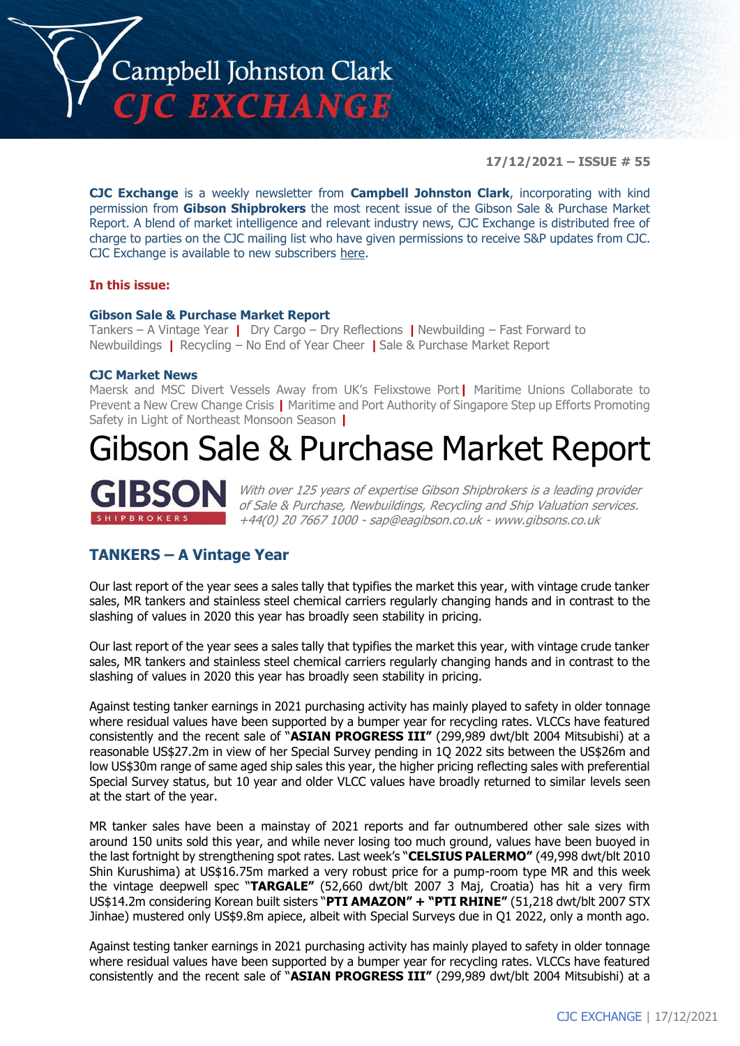# Campbell Johnston Clark CJC EXCHANGE

**17/12/2021 – ISSUE # 55**

**CJC Exchange** is a weekly newsletter from **Campbell Johnston Clark**, incorporating with kind permission from **Gibson Shipbrokers** the most recent issue of the Gibson Sale & Purchase Market Report. A blend of market intelligence and relevant industry news, CJC Exchange is distributed free of charge to parties on the CJC mailing list who have given permissions to receive S&P updates from CJC. CJC Exchange is available to new subscribers here.

**In this issue:**

**Gibson Sale & Purchase Market Report**
Tankers – A Vintage Year | Dry Cargo – Dry Reflections | Newbuilding – Fast Forward to Newbuildings | Recycling – No End of Year Cheer | Sale & Purchase Market Report

**CJC Market News**
Maersk and MSC Divert Vessels Away from UK's Felixstowe Port | Maritime Unions Collaborate to Prevent a New Crew Change Crisis | Maritime and Port Authority of Singapore Step up Efforts Promoting Safety in Light of Northeast Monsoon Season |

# Gibson Sale & Purchase Market Report

**GIBSON** SHIPBROKERS

*With over 125 years of expertise Gibson Shipbrokers is a leading provider of Sale & Purchase, Newbuildings, Recycling and Ship Valuation services. +44(0) 20 7667 1000 - sap@eagibson.co.uk - www.gibsons.co.uk*

## TANKERS – A Vintage Year

Our last report of the year sees a sales tally that typifies the market this year, with vintage crude tanker sales, MR tankers and stainless steel chemical carriers regularly changing hands and in contrast to the slashing of values in 2020 this year has broadly seen stability in pricing.

Our last report of the year sees a sales tally that typifies the market this year, with vintage crude tanker sales, MR tankers and stainless steel chemical carriers regularly changing hands and in contrast to the slashing of values in 2020 this year has broadly seen stability in pricing.

Against testing tanker earnings in 2021 purchasing activity has mainly played to safety in older tonnage where residual values have been supported by a bumper year for recycling rates. VLCCs have featured consistently and the recent sale of "**ASIAN PROGRESS III"** (299,989 dwt/blt 2004 Mitsubishi) at a reasonable US$27.2m in view of her Special Survey pending in 1Q 2022 sits between the US$26m and low US$30m range of same aged ship sales this year, the higher pricing reflecting sales with preferential Special Survey status, but 10 year and older VLCC values have broadly returned to similar levels seen at the start of the year.

MR tanker sales have been a mainstay of 2021 reports and far outnumbered other sale sizes with around 150 units sold this year, and while never losing too much ground, values have been buoyed in the last fortnight by strengthening spot rates. Last week's "**CELSIUS PALERMO"** (49,998 dwt/blt 2010 Shin Kurushima) at US$16.75m marked a very robust price for a pump-room type MR and this week the vintage deepwell spec "**TARGALE"** (52,660 dwt/blt 2007 3 Maj, Croatia) has hit a very firm US$14.2m considering Korean built sisters "**PTI AMAZON" + "PTI RHINE"** (51,218 dwt/blt 2007 STX Jinhae) mustered only US$9.8m apiece, albeit with Special Surveys due in Q1 2022, only a month ago.

Against testing tanker earnings in 2021 purchasing activity has mainly played to safety in older tonnage where residual values have been supported by a bumper year for recycling rates. VLCCs have featured consistently and the recent sale of "**ASIAN PROGRESS III"** (299,989 dwt/blt 2004 Mitsubishi) at a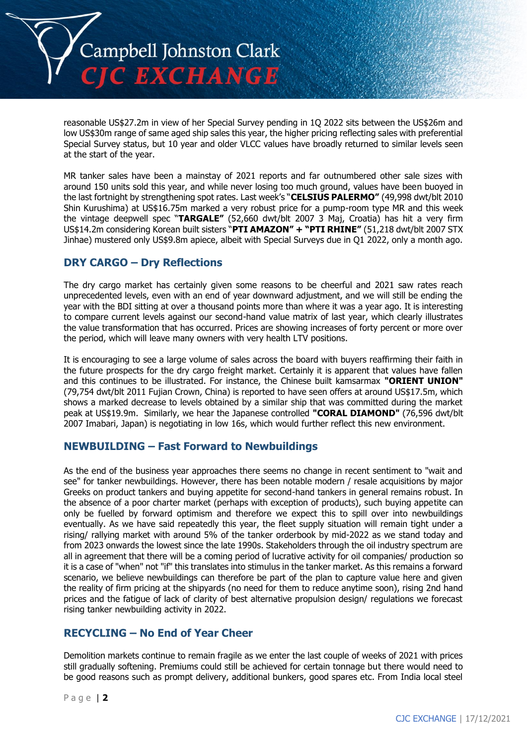reasonable US$27.2m in view of her Special Survey pending in 1Q 2022 sits between the US$26m and low US$30m range of same aged ship sales this year, the higher pricing reflecting sales with preferential Special Survey status, but 10 year and older VLCC values have broadly returned to similar levels seen at the start of the year.

MR tanker sales have been a mainstay of 2021 reports and far outnumbered other sale sizes with around 150 units sold this year, and while never losing too much ground, values have been buoyed in the last fortnight by strengthening spot rates. Last week's "**CELSIUS PALERMO"** (49,998 dwt/blt 2010 Shin Kurushima) at US$16.75m marked a very robust price for a pump-room type MR and this week the vintage deepwell spec "**TARGALE"** (52,660 dwt/blt 2007 3 Maj, Croatia) has hit a very firm US$14.2m considering Korean built sisters "**PTI AMAZON" + "PTI RHINE"** (51,218 dwt/blt 2007 STX Jinhae) mustered only US$9.8m apiece, albeit with Special Surveys due in Q1 2022, only a month ago.

## DRY CARGO – Dry Reflections

The dry cargo market has certainly given some reasons to be cheerful and 2021 saw rates reach unprecedented levels, even with an end of year downward adjustment, and we will still be ending the year with the BDI sitting at over a thousand points more than where it was a year ago. It is interesting to compare current levels against our second-hand value matrix of last year, which clearly illustrates the value transformation that has occurred. Prices are showing increases of forty percent or more over the period, which will leave many owners with very health LTV positions.

It is encouraging to see a large volume of sales across the board with buyers reaffirming their faith in the future prospects for the dry cargo freight market. Certainly it is apparent that values have fallen and this continues to be illustrated. For instance, the Chinese built kamsarmax **"ORIENT UNION"** (79,754 dwt/blt 2011 Fujian Crown, China) is reported to have seen offers at around US$17.5m, which shows a marked decrease to levels obtained by a similar ship that was committed during the market peak at US$19.9m. Similarly, we hear the Japanese controlled **"CORAL DIAMOND"** (76,596 dwt/blt 2007 Imabari, Japan) is negotiating in low 16s, which would further reflect this new environment.

## NEWBUILDING – Fast Forward to Newbuildings

As the end of the business year approaches there seems no change in recent sentiment to "wait and see" for tanker newbuildings. However, there has been notable modern / resale acquisitions by major Greeks on product tankers and buying appetite for second-hand tankers in general remains robust. In the absence of a poor charter market (perhaps with exception of products), such buying appetite can only be fuelled by forward optimism and therefore we expect this to spill over into newbuildings eventually. As we have said repeatedly this year, the fleet supply situation will remain tight under a rising/ rallying market with around 5% of the tanker orderbook by mid-2022 as we stand today and from 2023 onwards the lowest since the late 1990s. Stakeholders through the oil industry spectrum are all in agreement that there will be a coming period of lucrative activity for oil companies/ production so it is a case of "when" not "if" this translates into stimulus in the tanker market. As this remains a forward scenario, we believe newbuildings can therefore be part of the plan to capture value here and given the reality of firm pricing at the shipyards (no need for them to reduce anytime soon), rising 2nd hand prices and the fatigue of lack of clarity of best alternative propulsion design/ regulations we forecast rising tanker newbuilding activity in 2022.

## RECYCLING – No End of Year Cheer

Demolition markets continue to remain fragile as we enter the last couple of weeks of 2021 with prices still gradually softening. Premiums could still be achieved for certain tonnage but there would need to be good reasons such as prompt delivery, additional bunkers, good spares etc. From India local steel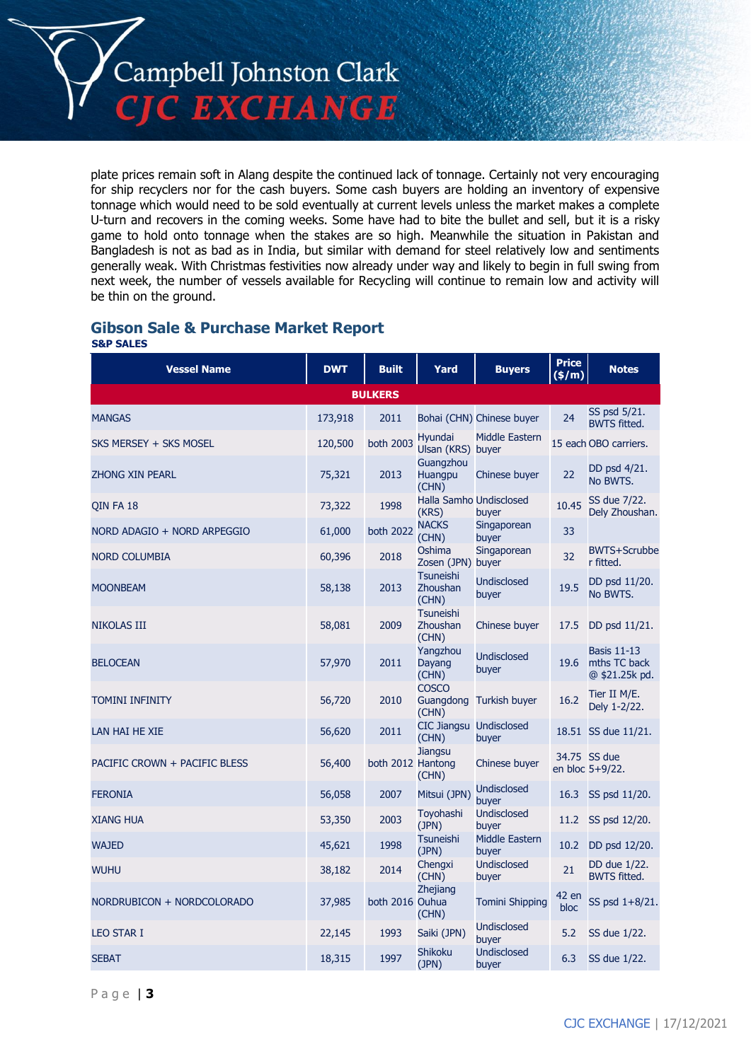plate prices remain soft in Alang despite the continued lack of tonnage. Certainly not very encouraging for ship recyclers nor for the cash buyers. Some cash buyers are holding an inventory of expensive tonnage which would need to be sold eventually at current levels unless the market makes a complete U-turn and recovers in the coming weeks. Some have had to bite the bullet and sell, but it is a risky game to hold onto tonnage when the stakes are so high. Meanwhile the situation in Pakistan and Bangladesh is not as bad as in India, but similar with demand for steel relatively low and sentiments generally weak. With Christmas festivities now already under way and likely to begin in full swing from next week, the number of vessels available for Recycling will continue to remain low and activity will be thin on the ground.

## Gibson Sale & Purchase Market Report

**S&P SALES**

| Vessel Name | DWT | Built | Yard | Buyers | Price ($/m) | Notes |
|---|---|---|---|---|---|---|
| **BULKERS** | | | | | | |
| MANGAS | 173,918 | 2011 | Bohai (CHN) | Chinese buyer | 24 | SS psd 5/21. BWTS fitted. |
| SKS MERSEY + SKS MOSEL | 120,500 | both 2003 | Hyundai Ulsan (KRS) | Middle Eastern buyer | 15 each | OBO carriers. |
| ZHONG XIN PEARL | 75,321 | 2013 | Guangzhou Huangpu (CHN) | Chinese buyer | 22 | DD psd 4/21. No BWTS. |
| QIN FA 18 | 73,322 | 1998 | Halla Samho (KRS) | Undisclosed buyer | 10.45 | SS due 7/22. Dely Zhoushan. |
| NORD ADAGIO + NORD ARPEGGIO | 61,000 | both 2022 | NACKS (CHN) | Singaporean buyer | 33 | |
| NORD COLUMBIA | 60,396 | 2018 | Oshima Zosen (JPN) | Singaporean buyer | 32 | BWTS+Scrubber fitted. |
| MOONBEAM | 58,138 | 2013 | Tsuneishi Zhoushan (CHN) | Undisclosed buyer | 19.5 | DD psd 11/20. No BWTS. |
| NIKOLAS III | 58,081 | 2009 | Tsuneishi Zhoushan (CHN) | Chinese buyer | 17.5 | DD psd 11/21. |
| BELOCEAN | 57,970 | 2011 | Yangzhou Dayang (CHN) | Undisclosed buyer | 19.6 | Basis 11-13 mths TC back @ $21.25k pd. |
| TOMINI INFINITY | 56,720 | 2010 | COSCO Guangdong (CHN) | Turkish buyer | 16.2 | Tier II M/E. Dely 1-2/22. |
| LAN HAI HE XIE | 56,620 | 2011 | CIC Jiangsu (CHN) | Undisclosed buyer | 18.51 | SS due 11/21. |
| PACIFIC CROWN + PACIFIC BLESS | 56,400 | both 2012 | Jiangsu Hantong (CHN) | Chinese buyer | 34.75 en bloc | SS due 5+9/22. |
| FERONIA | 56,058 | 2007 | Mitsui (JPN) | Undisclosed buyer | 16.3 | SS psd 11/20. |
| XIANG HUA | 53,350 | 2003 | Toyohashi (JPN) | Undisclosed buyer | 11.2 | SS psd 12/20. |
| WAJED | 45,621 | 1998 | Tsuneishi (JPN) | Middle Eastern buyer | 10.2 | DD psd 12/20. |
| WUHU | 38,182 | 2014 | Chengxi (CHN) | Undisclosed buyer | 21 | DD due 1/22. BWTS fitted. |
| NORDRUBICON + NORDCOLORADO | 37,985 | both 2016 | Zhejiang Ouhua (CHN) | Tomini Shipping | 42 en bloc | SS psd 1+8/21. |
| LEO STAR I | 22,145 | 1993 | Saiki (JPN) | Undisclosed buyer | 5.2 | SS due 1/22. |
| SEBAT | 18,315 | 1997 | Shikoku (JPN) | Undisclosed buyer | 6.3 | SS due 1/22. |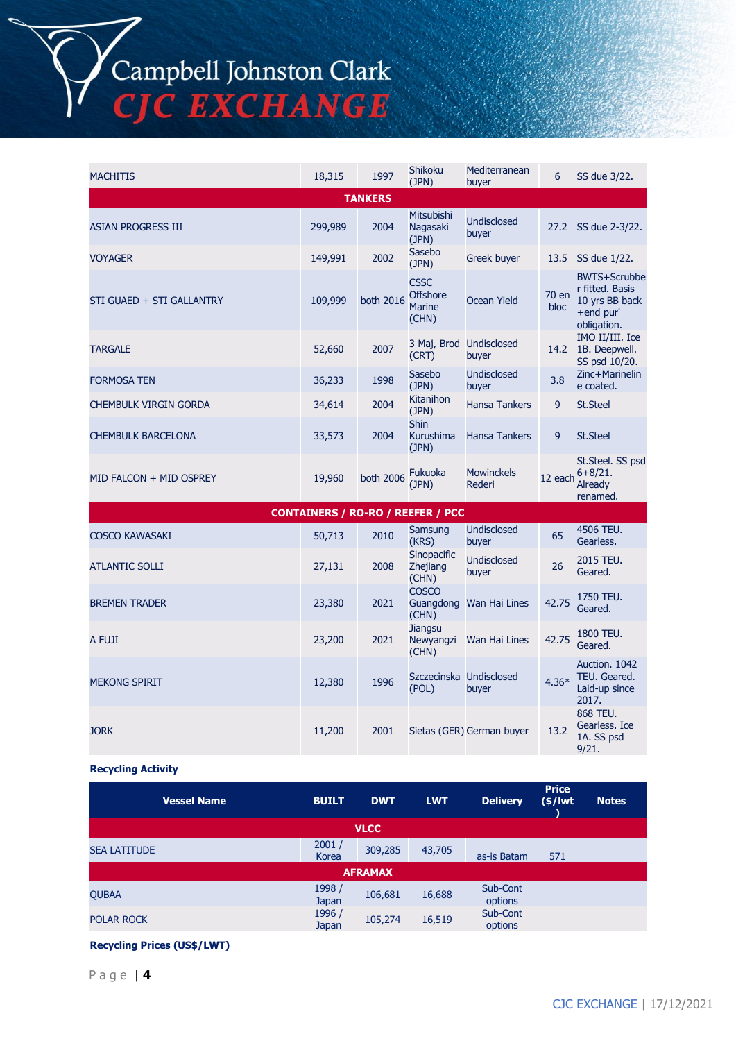| | | | | | | |
|---|---|---|---|---|---|---|
| MACHITIS | 18,315 | 1997 | Shikoku (JPN) | Mediterranean buyer | 6 | SS due 3/22. |
| **TANKERS** | | | | | | |
| ASIAN PROGRESS III | 299,989 | 2004 | Mitsubishi Nagasaki (JPN) | Undisclosed buyer | 27.2 | SS due 2-3/22. |
| VOYAGER | 149,991 | 2002 | Sasebo (JPN) | Greek buyer | 13.5 | SS due 1/22. |
| STI GUAED + STI GALLANTRY | 109,999 | both 2016 | CSSC Offshore Marine (CHN) | Ocean Yield | 70 en bloc | BWTS+Scrubber fitted. Basis 10 yrs BB back +end pur' obligation. |
| TARGALE | 52,660 | 2007 | 3 Maj, Brod (CRT) | Undisclosed buyer | 14.2 | IMO II/III. Ice 1B. Deepwell. SS psd 10/20. |
| FORMOSA TEN | 36,233 | 1998 | Sasebo (JPN) | Undisclosed buyer | 3.8 | Zinc+Marineline coated. |
| CHEMBULK VIRGIN GORDA | 34,614 | 2004 | Kitanihon (JPN) | Hansa Tankers | 9 | St.Steel |
| CHEMBULK BARCELONA | 33,573 | 2004 | Shin Kurushima (JPN) | Hansa Tankers | 9 | St.Steel |
| MID FALCON + MID OSPREY | 19,960 | both 2006 | Fukuoka (JPN) | Mowinckels Rederi | 12 each | St.Steel. SS psd 6+8/21. Already renamed. |
| **CONTAINERS / RO-RO / REEFER / PCC** | | | | | | |
| COSCO KAWASAKI | 50,713 | 2010 | Samsung (KRS) | Undisclosed buyer | 65 | 4506 TEU. Gearless. |
| ATLANTIC SOLLI | 27,131 | 2008 | Sinopacific Zhejiang (CHN) | Undisclosed buyer | 26 | 2015 TEU. Geared. |
| BREMEN TRADER | 23,380 | 2021 | COSCO Guangdong (CHN) | Wan Hai Lines | 42.75 | 1750 TEU. Geared. |
| A FUJI | 23,200 | 2021 | Jiangsu Newyangzi (CHN) | Wan Hai Lines | 42.75 | 1800 TEU. Geared. |
| MEKONG SPIRIT | 12,380 | 1996 | Szczecinska (POL) | Undisclosed buyer | 4.36* | Auction. 1042 TEU. Geared. Laid-up since 2017. |
| JORK | 11,200 | 2001 | Sietas (GER) | German buyer | 13.2 | 868 TEU. Gearless. Ice 1A. SS psd 9/21. |

**Recycling Activity**

| Vessel Name | BUILT | DWT | LWT | Delivery | Price ($/lwt) | Notes |
|---|---|---|---|---|---|---|
| **VLCC** | | | | | | |
| SEA LATITUDE | 2001 / Korea | 309,285 | 43,705 | as-is Batam | 571 | |
| **AFRAMAX** | | | | | | |
| QUBAA | 1998 / Japan | 106,681 | 16,688 | Sub-Cont options | | |
| POLAR ROCK | 1996 / Japan | 105,274 | 16,519 | Sub-Cont options | | |

**Recycling Prices (US$/LWT)**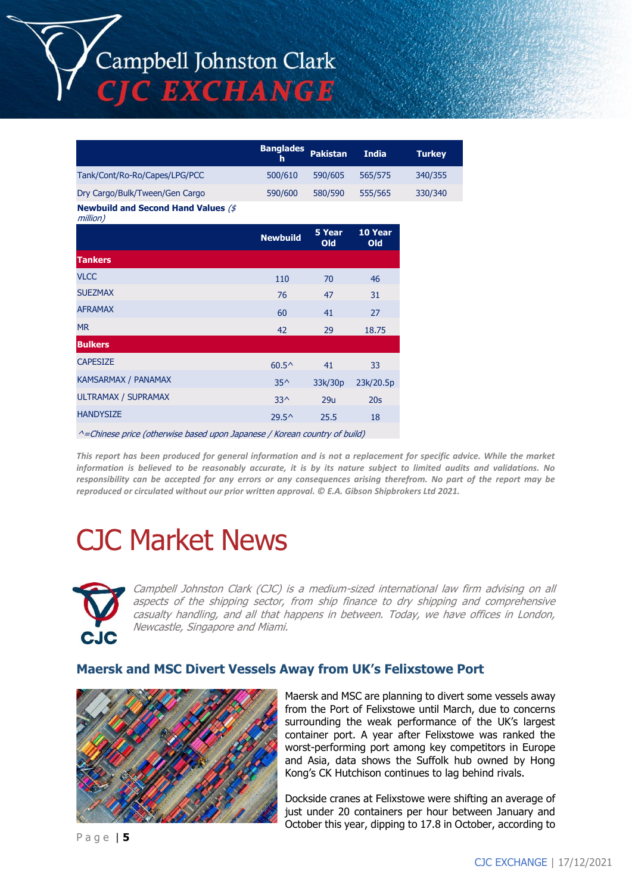| | Bangladesh | Pakistan | India | Turkey |
|---|---|---|---|---|
| Tank/Cont/Ro-Ro/Capes/LPG/PCC | 500/610 | 590/605 | 565/575 | 340/355 |
| Dry Cargo/Bulk/Tween/Gen Cargo | 590/600 | 580/590 | 555/565 | 330/340 |

**Newbuild and Second Hand Values** *($ million)*

| | Newbuild | 5 Year Old | 10 Year Old |
|---|---|---|---|
| **Tankers** | | | |
| VLCC | 110 | 70 | 46 |
| SUEZMAX | 76 | 47 | 31 |
| AFRAMAX | 60 | 41 | 27 |
| MR | 42 | 29 | 18.75 |
| **Bulkers** | | | |
| CAPESIZE | 60.5^ | 41 | 33 |
| KAMSARMAX / PANAMAX | 35^ | 33k/30p | 23k/20.5p |
| ULTRAMAX / SUPRAMAX | 33^ | 29u | 20s |
| HANDYSIZE | 29.5^ | 25.5 | 18 |

*^=Chinese price (otherwise based upon Japanese / Korean country of build)*

***This report has been produced for general information and is not a replacement for specific advice. While the market information is believed to be reasonably accurate, it is by its nature subject to limited audits and validations. No responsibility can be accepted for any errors or any consequences arising therefrom. No part of the report may be reproduced or circulated without our prior written approval. © E.A. Gibson Shipbrokers Ltd 2021.***

# CJC Market News

*Campbell Johnston Clark (CJC) is a medium-sized international law firm advising on all aspects of the shipping sector, from ship finance to dry shipping and comprehensive casualty handling, and all that happens in between. Today, we have offices in London, Newcastle, Singapore and Miami.*

## Maersk and MSC Divert Vessels Away from UK's Felixstowe Port

Maersk and MSC are planning to divert some vessels away from the Port of Felixstowe until March, due to concerns surrounding the weak performance of the UK's largest container port. A year after Felixstowe was ranked the worst-performing port among key competitors in Europe and Asia, data shows the Suffolk hub owned by Hong Kong's CK Hutchison continues to lag behind rivals.

Dockside cranes at Felixstowe were shifting an average of just under 20 containers per hour between January and October this year, dipping to 17.8 in October, according to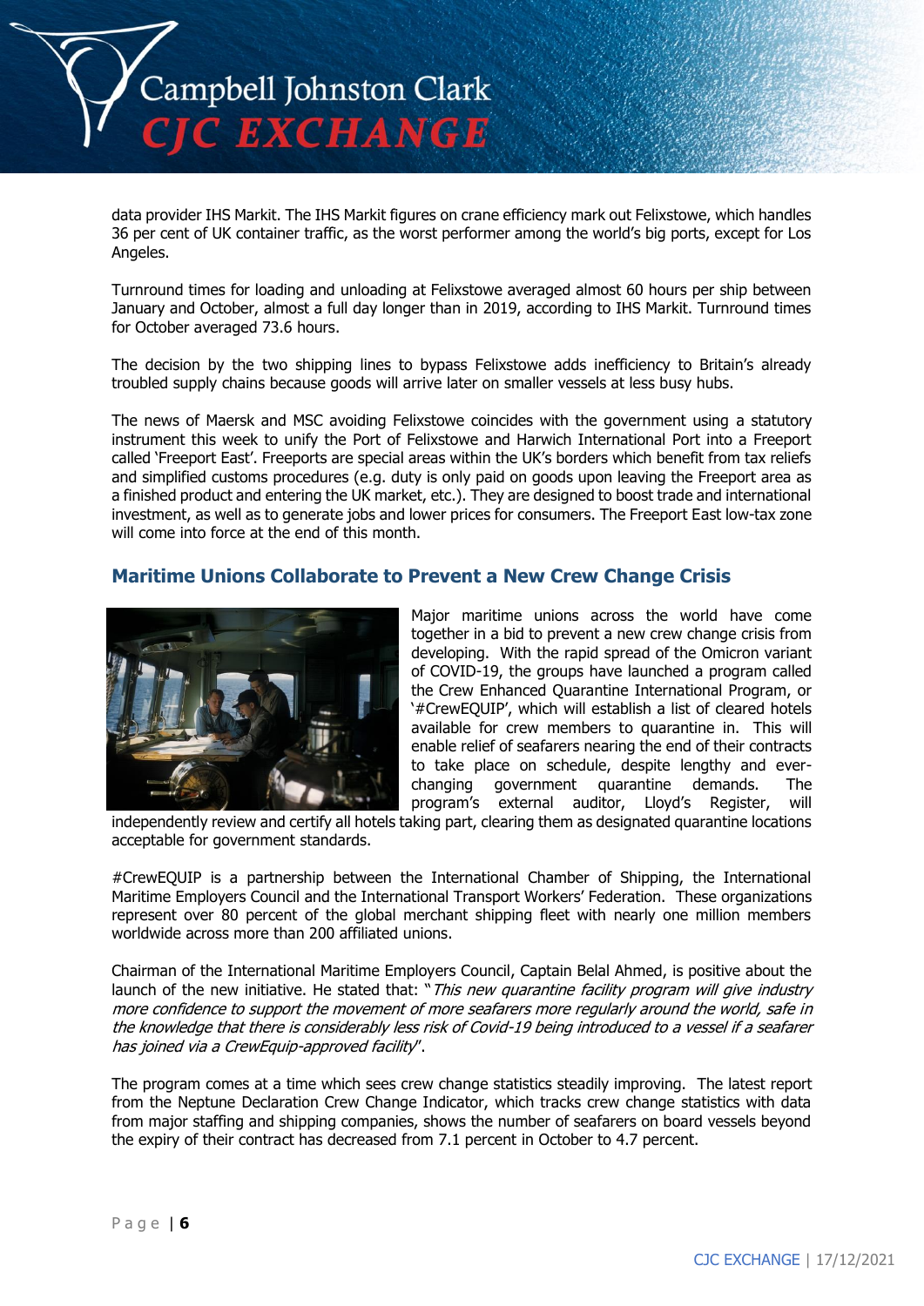data provider IHS Markit. The IHS Markit figures on crane efficiency mark out Felixstowe, which handles 36 per cent of UK container traffic, as the worst performer among the world's big ports, except for Los Angeles.

Turnround times for loading and unloading at Felixstowe averaged almost 60 hours per ship between January and October, almost a full day longer than in 2019, according to IHS Markit. Turnround times for October averaged 73.6 hours.

The decision by the two shipping lines to bypass Felixstowe adds inefficiency to Britain's already troubled supply chains because goods will arrive later on smaller vessels at less busy hubs.

The news of Maersk and MSC avoiding Felixstowe coincides with the government using a statutory instrument this week to unify the Port of Felixstowe and Harwich International Port into a Freeport called 'Freeport East'. Freeports are special areas within the UK's borders which benefit from tax reliefs and simplified customs procedures (e.g. duty is only paid on goods upon leaving the Freeport area as a finished product and entering the UK market, etc.). They are designed to boost trade and international investment, as well as to generate jobs and lower prices for consumers. The Freeport East low-tax zone will come into force at the end of this month.

## Maritime Unions Collaborate to Prevent a New Crew Change Crisis

Major maritime unions across the world have come together in a bid to prevent a new crew change crisis from developing. With the rapid spread of the Omicron variant of COVID-19, the groups have launched a program called the Crew Enhanced Quarantine International Program, or '#CrewEQUIP', which will establish a list of cleared hotels available for crew members to quarantine in. This will enable relief of seafarers nearing the end of their contracts to take place on schedule, despite lengthy and ever-changing government quarantine demands. The program's external auditor, Lloyd's Register, will independently review and certify all hotels taking part, clearing them as designated quarantine locations acceptable for government standards.

#CrewEQUIP is a partnership between the International Chamber of Shipping, the International Maritime Employers Council and the International Transport Workers' Federation. These organizations represent over 80 percent of the global merchant shipping fleet with nearly one million members worldwide across more than 200 affiliated unions.

Chairman of the International Maritime Employers Council, Captain Belal Ahmed, is positive about the launch of the new initiative. He stated that: "*This new quarantine facility program will give industry more confidence to support the movement of more seafarers more regularly around the world, safe in the knowledge that there is considerably less risk of Covid-19 being introduced to a vessel if a seafarer has joined via a CrewEquip-approved facility*".

The program comes at a time which sees crew change statistics steadily improving. The latest report from the Neptune Declaration Crew Change Indicator, which tracks crew change statistics with data from major staffing and shipping companies, shows the number of seafarers on board vessels beyond the expiry of their contract has decreased from 7.1 percent in October to 4.7 percent.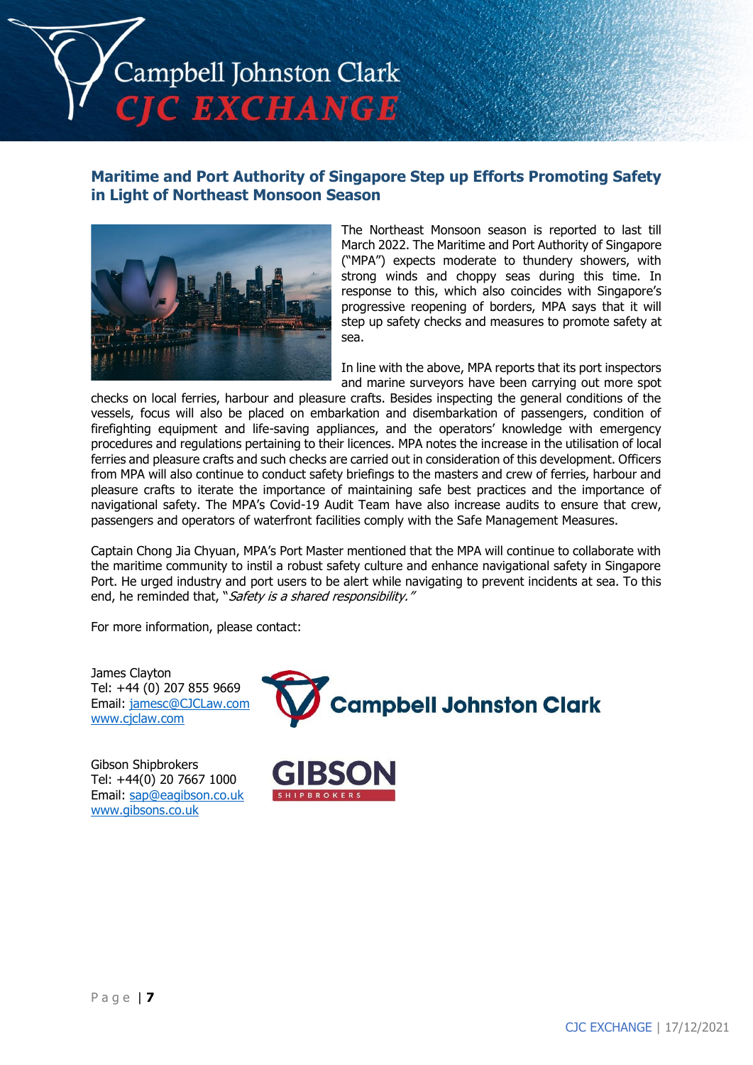## Maritime and Port Authority of Singapore Step up Efforts Promoting Safety in Light of Northeast Monsoon Season

The Northeast Monsoon season is reported to last till March 2022. The Maritime and Port Authority of Singapore ("MPA") expects moderate to thundery showers, with strong winds and choppy seas during this time. In response to this, which also coincides with Singapore's progressive reopening of borders, MPA says that it will step up safety checks and measures to promote safety at sea.

In line with the above, MPA reports that its port inspectors and marine surveyors have been carrying out more spot checks on local ferries, harbour and pleasure crafts. Besides inspecting the general conditions of the vessels, focus will also be placed on embarkation and disembarkation of passengers, condition of firefighting equipment and life-saving appliances, and the operators' knowledge with emergency procedures and regulations pertaining to their licences. MPA notes the increase in the utilisation of local ferries and pleasure crafts and such checks are carried out in consideration of this development. Officers from MPA will also continue to conduct safety briefings to the masters and crew of ferries, harbour and pleasure crafts to iterate the importance of maintaining safe best practices and the importance of navigational safety. The MPA's Covid-19 Audit Team have also increase audits to ensure that crew, passengers and operators of waterfront facilities comply with the Safe Management Measures.

Captain Chong Jia Chyuan, MPA's Port Master mentioned that the MPA will continue to collaborate with the maritime community to instil a robust safety culture and enhance navigational safety in Singapore Port. He urged industry and port users to be alert while navigating to prevent incidents at sea. To this end, he reminded that, "*Safety is a shared responsibility.*"

For more information, please contact:

James Clayton
Tel: +44 (0) 207 855 9669
Email: jamesc@CJCLaw.com
www.cjclaw.com

Gibson Shipbrokers
Tel: +44(0) 20 7667 1000
Email: sap@eagibson.co.uk
www.gibsons.co.uk